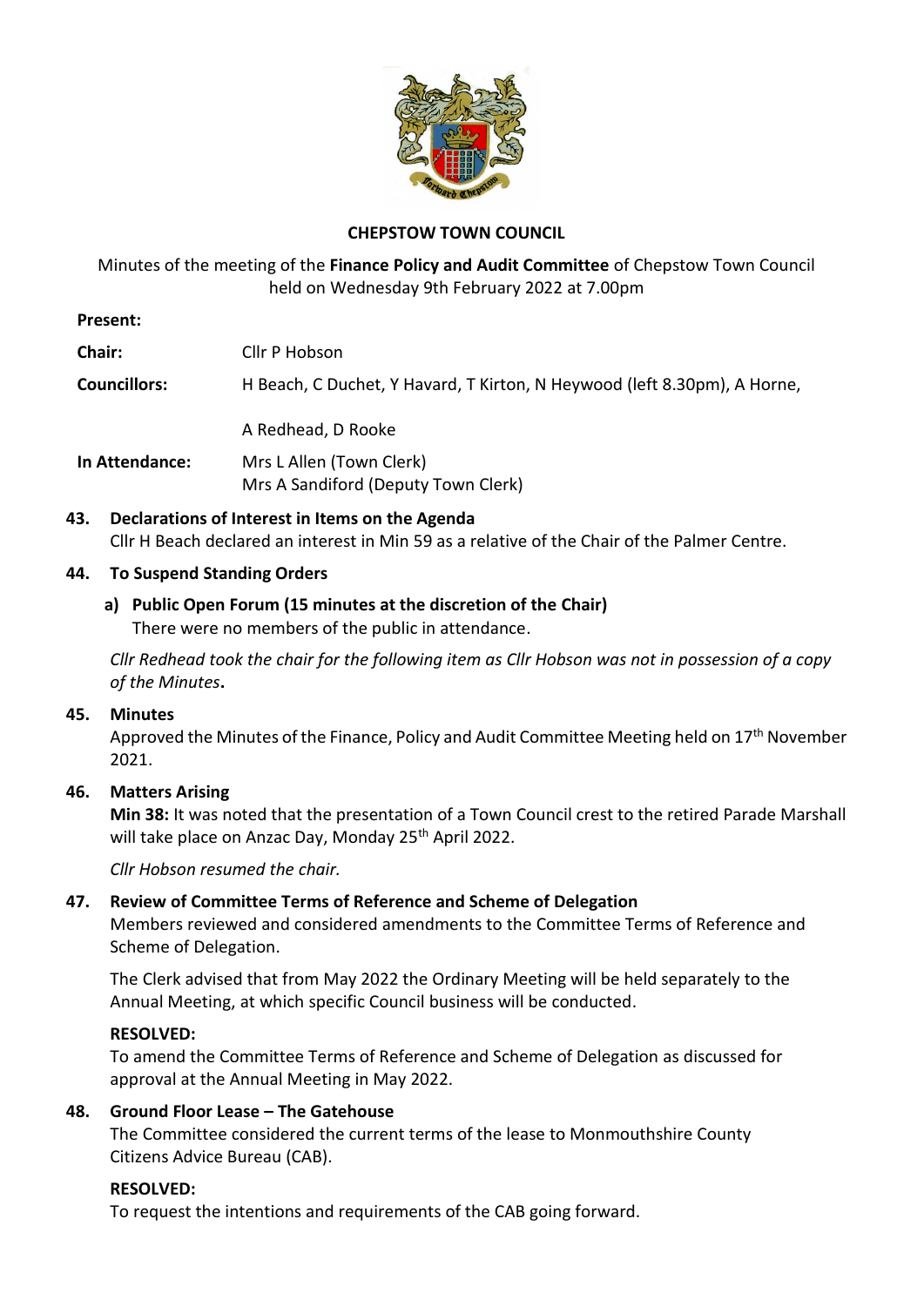# CHEPSTOW TOWN COUNCIL

Minutes of the meeting of the **Finance Policy and Audit Committee** of Chepstow Town Council held on Wednesday 9th February 2022 at 7.00pm

**Present:**

**Chair:** Cllr P Hobson

**Councillors:** H Beach, C Duchet, Y Havard, T Kirton, N Heywood (left 8.30pm), A Horne, A Redhead, D Rooke

**In Attendance:** Mrs L Allen (Town Clerk)
Mrs A Sandiford (Deputy Town Clerk)

## 43. Declarations of Interest in Items on the Agenda

Cllr H Beach declared an interest in Min 59 as a relative of the Chair of the Palmer Centre.

## 44. To Suspend Standing Orders

**a) Public Open Forum (15 minutes at the discretion of the Chair)**

There were no members of the public in attendance.

*Cllr Redhead took the chair for the following item as Cllr Hobson was not in possession of a copy of the Minutes.*

## 45. Minutes

Approved the Minutes of the Finance, Policy and Audit Committee Meeting held on 17th November 2021.

## 46. Matters Arising

**Min 38:** It was noted that the presentation of a Town Council crest to the retired Parade Marshall will take place on Anzac Day, Monday 25th April 2022.

*Cllr Hobson resumed the chair.*

## 47. Review of Committee Terms of Reference and Scheme of Delegation

Members reviewed and considered amendments to the Committee Terms of Reference and Scheme of Delegation.

The Clerk advised that from May 2022 the Ordinary Meeting will be held separately to the Annual Meeting, at which specific Council business will be conducted.

**RESOLVED:**

To amend the Committee Terms of Reference and Scheme of Delegation as discussed for approval at the Annual Meeting in May 2022.

## 48. Ground Floor Lease – The Gatehouse

The Committee considered the current terms of the lease to Monmouthshire County Citizens Advice Bureau (CAB).

**RESOLVED:**

To request the intentions and requirements of the CAB going forward.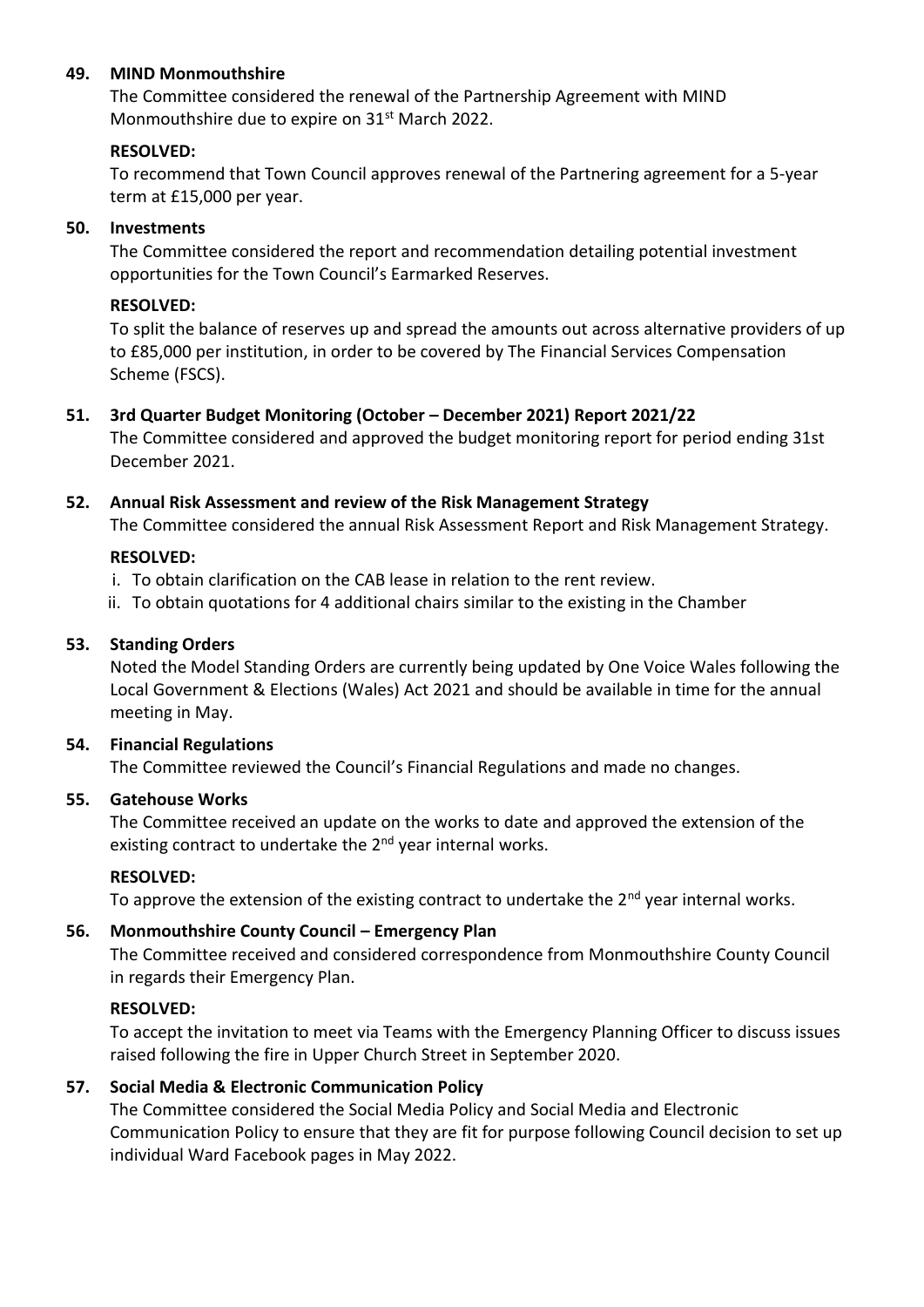**49. MIND Monmouthshire**

The Committee considered the renewal of the Partnership Agreement with MIND Monmouthshire due to expire on 31st March 2022.

**RESOLVED:**

To recommend that Town Council approves renewal of the Partnering agreement for a 5-year term at £15,000 per year.

**50. Investments**

The Committee considered the report and recommendation detailing potential investment opportunities for the Town Council's Earmarked Reserves.

**RESOLVED:**

To split the balance of reserves up and spread the amounts out across alternative providers of up to £85,000 per institution, in order to be covered by The Financial Services Compensation Scheme (FSCS).

**51. 3rd Quarter Budget Monitoring (October – December 2021) Report 2021/22**

The Committee considered and approved the budget monitoring report for period ending 31st December 2021.

**52. Annual Risk Assessment and review of the Risk Management Strategy**

The Committee considered the annual Risk Assessment Report and Risk Management Strategy.

**RESOLVED:**

i. To obtain clarification on the CAB lease in relation to the rent review.
ii. To obtain quotations for 4 additional chairs similar to the existing in the Chamber

**53. Standing Orders**

Noted the Model Standing Orders are currently being updated by One Voice Wales following the Local Government & Elections (Wales) Act 2021 and should be available in time for the annual meeting in May.

**54. Financial Regulations**

The Committee reviewed the Council's Financial Regulations and made no changes.

**55. Gatehouse Works**

The Committee received an update on the works to date and approved the extension of the existing contract to undertake the 2nd year internal works.

**RESOLVED:**

To approve the extension of the existing contract to undertake the 2nd year internal works.

**56. Monmouthshire County Council – Emergency Plan**

The Committee received and considered correspondence from Monmouthshire County Council in regards their Emergency Plan.

**RESOLVED:**

To accept the invitation to meet via Teams with the Emergency Planning Officer to discuss issues raised following the fire in Upper Church Street in September 2020.

**57. Social Media & Electronic Communication Policy**

The Committee considered the Social Media Policy and Social Media and Electronic Communication Policy to ensure that they are fit for purpose following Council decision to set up individual Ward Facebook pages in May 2022.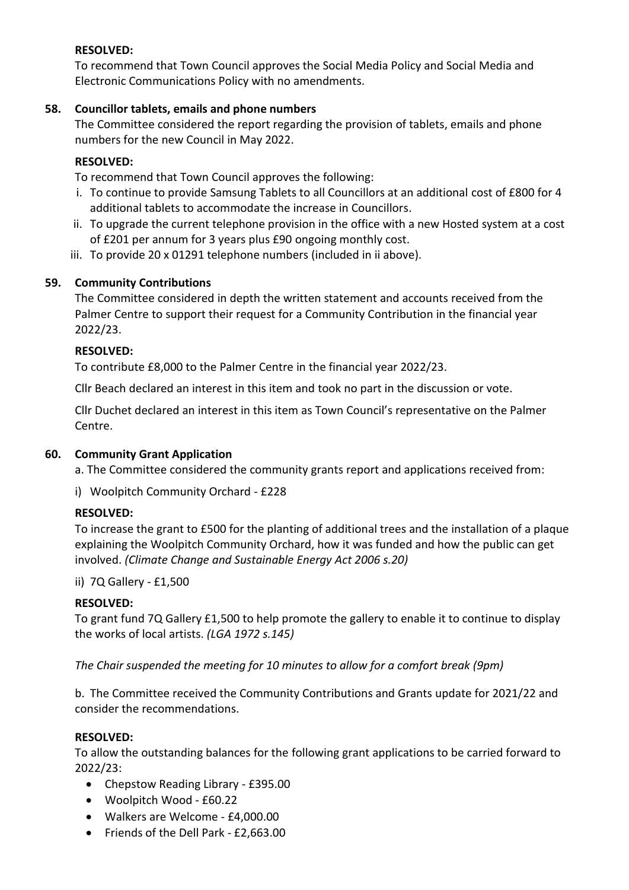**RESOLVED:**

To recommend that Town Council approves the Social Media Policy and Social Media and Electronic Communications Policy with no amendments.

**58. Councillor tablets, emails and phone numbers**

The Committee considered the report regarding the provision of tablets, emails and phone numbers for the new Council in May 2022.

**RESOLVED:**

To recommend that Town Council approves the following:

i. To continue to provide Samsung Tablets to all Councillors at an additional cost of £800 for 4 additional tablets to accommodate the increase in Councillors.
ii. To upgrade the current telephone provision in the office with a new Hosted system at a cost of £201 per annum for 3 years plus £90 ongoing monthly cost.
iii. To provide 20 x 01291 telephone numbers (included in ii above).

**59. Community Contributions**

The Committee considered in depth the written statement and accounts received from the Palmer Centre to support their request for a Community Contribution in the financial year 2022/23.

**RESOLVED:**

To contribute £8,000 to the Palmer Centre in the financial year 2022/23.

Cllr Beach declared an interest in this item and took no part in the discussion or vote.

Cllr Duchet declared an interest in this item as Town Council's representative on the Palmer Centre.

**60. Community Grant Application**

a. The Committee considered the community grants report and applications received from:

i) Woolpitch Community Orchard - £228

**RESOLVED:**

To increase the grant to £500 for the planting of additional trees and the installation of a plaque explaining the Woolpitch Community Orchard, how it was funded and how the public can get involved. *(Climate Change and Sustainable Energy Act 2006 s.20)*

ii) 7Q Gallery - £1,500

**RESOLVED:**

To grant fund 7Q Gallery £1,500 to help promote the gallery to enable it to continue to display the works of local artists. *(LGA 1972 s.145)*

*The Chair suspended the meeting for 10 minutes to allow for a comfort break (9pm)*

b. The Committee received the Community Contributions and Grants update for 2021/22 and consider the recommendations.

**RESOLVED:**

To allow the outstanding balances for the following grant applications to be carried forward to 2022/23:

- Chepstow Reading Library - £395.00
- Woolpitch Wood - £60.22
- Walkers are Welcome - £4,000.00
- Friends of the Dell Park - £2,663.00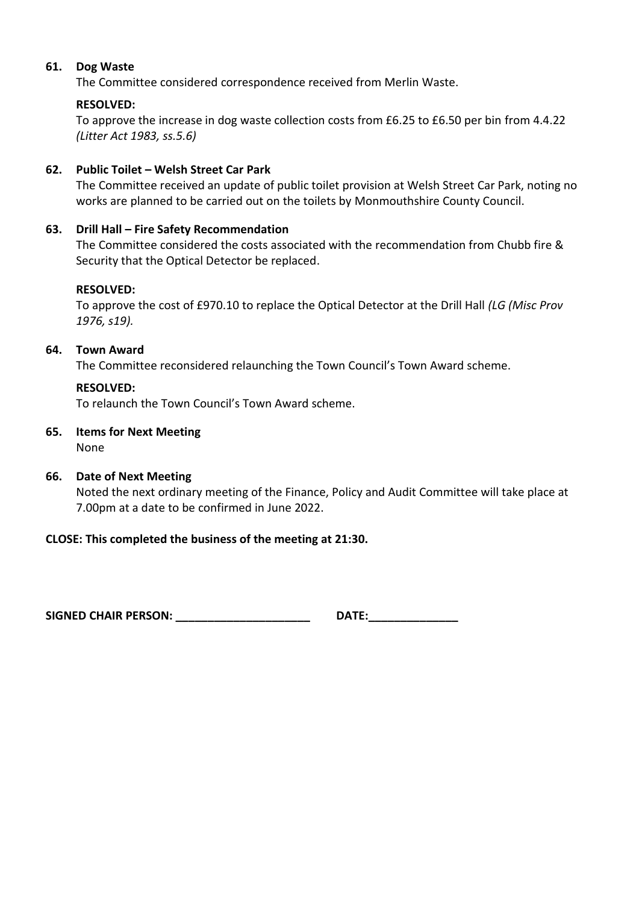**61. Dog Waste**

The Committee considered correspondence received from Merlin Waste.

**RESOLVED:**

To approve the increase in dog waste collection costs from £6.25 to £6.50 per bin from 4.4.22 *(Litter Act 1983, ss.5.6)*

**62. Public Toilet – Welsh Street Car Park**

The Committee received an update of public toilet provision at Welsh Street Car Park, noting no works are planned to be carried out on the toilets by Monmouthshire County Council.

**63. Drill Hall – Fire Safety Recommendation**

The Committee considered the costs associated with the recommendation from Chubb fire & Security that the Optical Detector be replaced.

**RESOLVED:**

To approve the cost of £970.10 to replace the Optical Detector at the Drill Hall *(LG (Misc Prov 1976, s19).*

**64. Town Award**

The Committee reconsidered relaunching the Town Council's Town Award scheme.

**RESOLVED:**

To relaunch the Town Council's Town Award scheme.

**65. Items for Next Meeting**

None

**66. Date of Next Meeting**

Noted the next ordinary meeting of the Finance, Policy and Audit Committee will take place at 7.00pm at a date to be confirmed in June 2022.

**CLOSE: This completed the business of the meeting at 21:30.**

**SIGNED CHAIR PERSON: _____________________ DATE:______________**